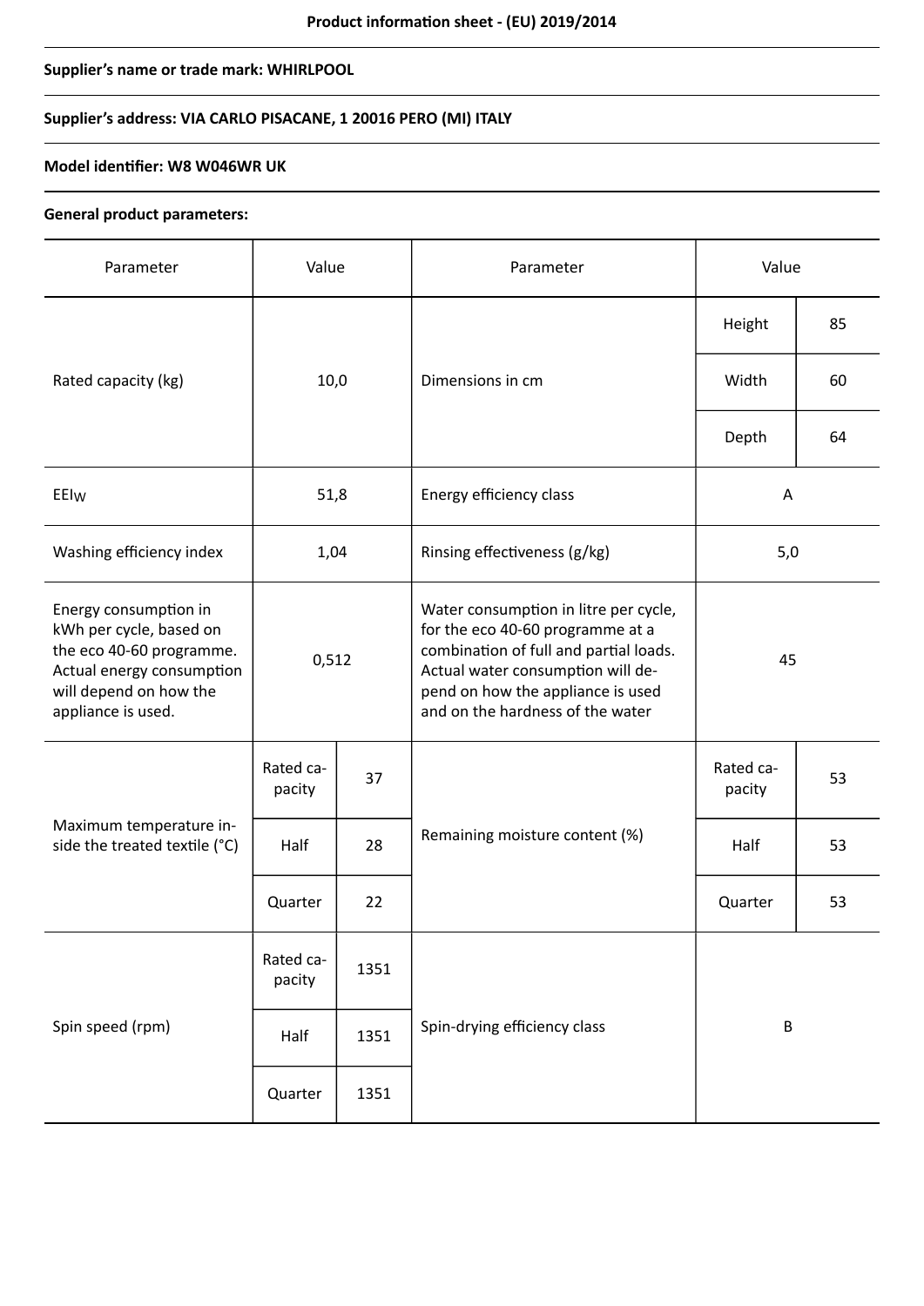**Product information sheet - (EU) 2019/2014**

**Supplier's name or trade mark: WHIRLPOOL**

**Supplier's address: VIA CARLO PISACANE, 1 20016 PERO (MI) ITALY**

**Model identifier: W8 W046WR UK**

**General product parameters:**

| Parameter | Value | | Parameter | Value | |
|---|---|---|---|---|---|
| Rated capacity (kg) | 10,0 | | Dimensions in cm | Height | 85 |
| | | | | Width | 60 |
| | | | | Depth | 64 |
| $EEI_W$ | 51,8 | | Energy efficiency class | A | |
| Washing efficiency index | 1,04 | | Rinsing effectiveness (g/kg) | 5,0 | |
| Energy consumption in kWh per cycle, based on the eco 40-60 programme. Actual energy consumption will depend on how the appliance is used. | 0,512 | | Water consumption in litre per cycle, for the eco 40-60 programme at a combination of full and partial loads. Actual water consumption will depend on how the appliance is used and on the hardness of the water | 45 | |
| Maximum temperature inside the treated textile (°C) | Rated capacity | 37 | Remaining moisture content (%) | Rated capacity | 53 |
| | Half | 28 | | Half | 53 |
| | Quarter | 22 | | Quarter | 53 |
| Spin speed (rpm) | Rated capacity | 1351 | Spin-drying efficiency class | B | |
| | Half | 1351 | | | |
| | Quarter | 1351 | | | |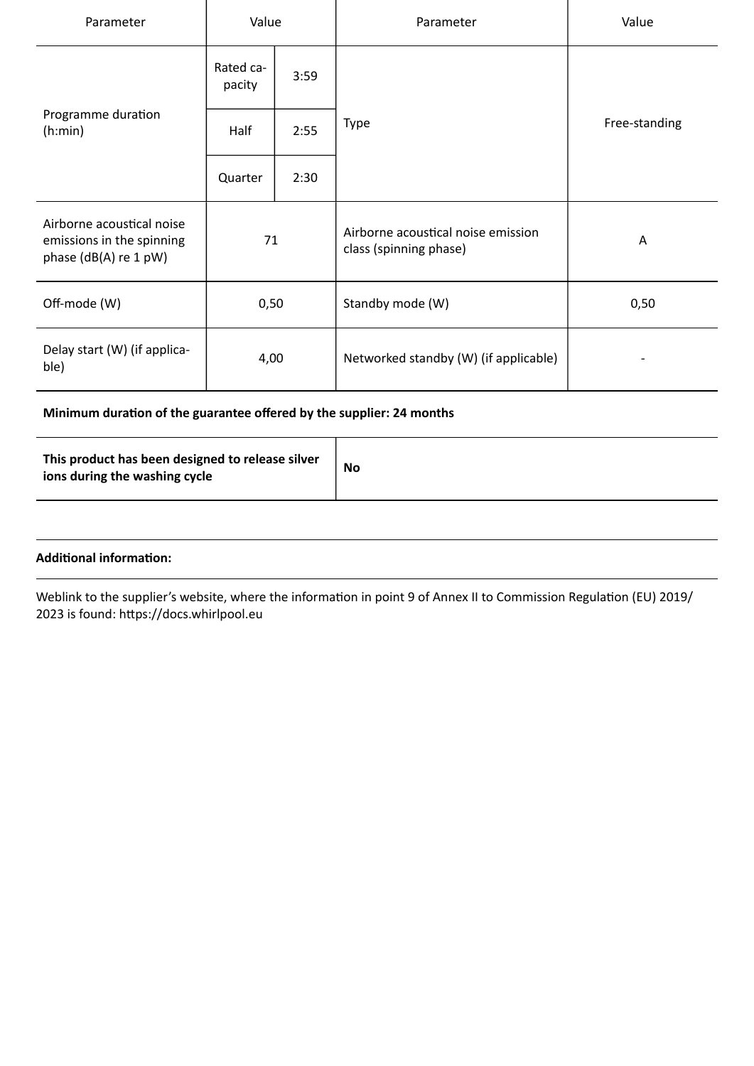| Parameter | Value | | Parameter | Value |
|---|---|---|---|---|
| Programme duration (h:min) | Rated capacity | 3:59 | Type | Free-standing |
| | Half | 2:55 | | |
| | Quarter | 2:30 | | |
| Airborne acoustical noise emissions in the spinning phase (dB(A) re 1 pW) | 71 | | Airborne acoustical noise emission class (spinning phase) | A |
| Off-mode (W) | 0,50 | | Standby mode (W) | 0,50 |
| Delay start (W) (if applicable) | 4,00 | | Networked standby (W) (if applicable) | - |

**Minimum duration of the guarantee offered by the supplier: 24 months**

| | |
|---|---|
| **This product has been designed to release silver ions during the washing cycle** | **No** |

**Additional information:**

Weblink to the supplier's website, where the information in point 9 of Annex II to Commission Regulation (EU) 2019/2023 is found: https://docs.whirlpool.eu